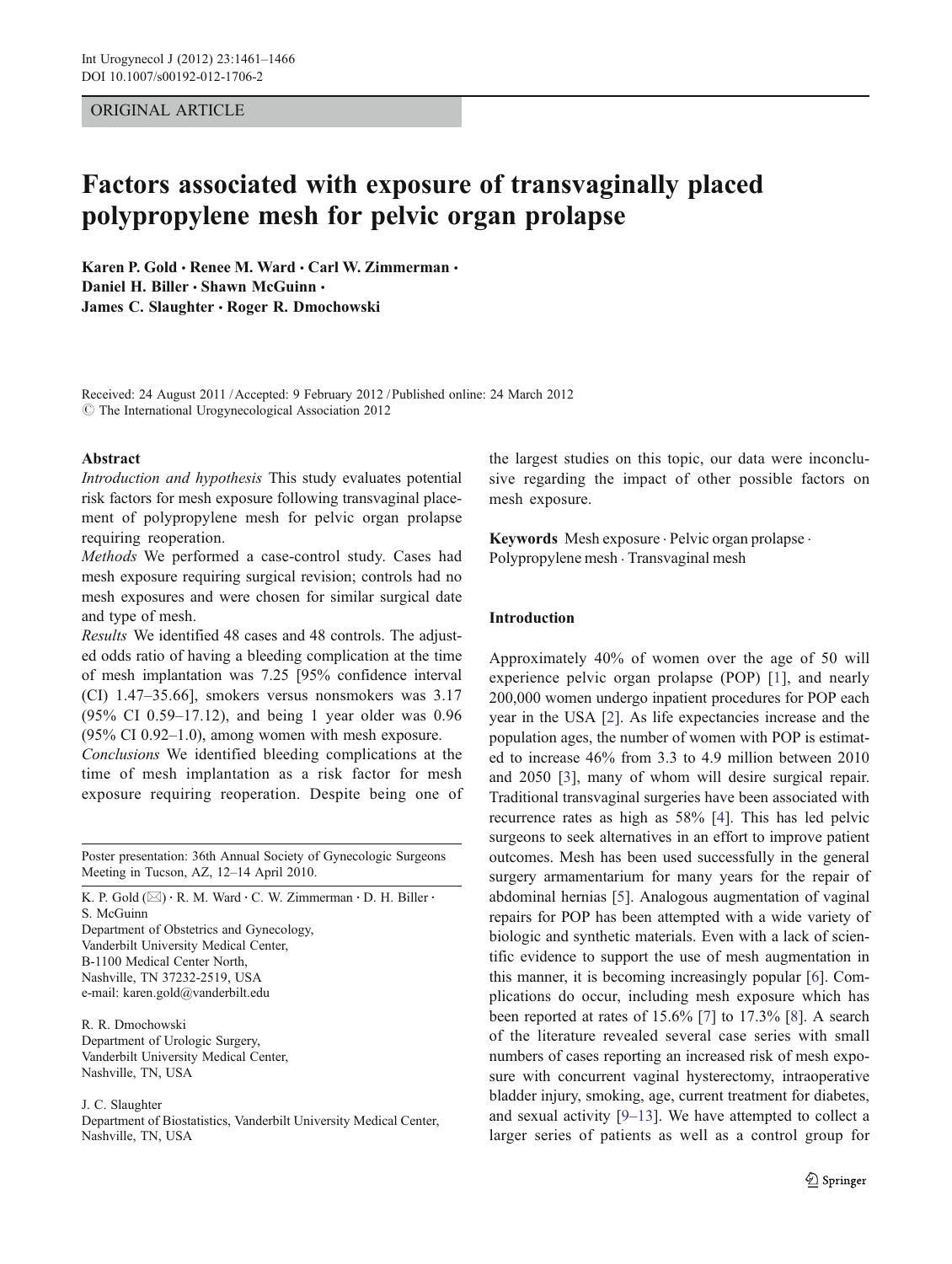ORIGINAL ARTICLE

# Factors associated with exposure of transvaginally placed polypropylene mesh for pelvic organ prolapse

Karen P. Gold · Renee M. Ward · Carl W. Zimmerman · Daniel H. Biller · Shawn McGuinn · James C. Slaughter · Roger R. Dmochowski

Received: 24 August 2011 / Accepted: 9 February 2012 / Published online: 24 March 2012
© The International Urogynecological Association 2012

**Abstract**

*Introduction and hypothesis* This study evaluates potential risk factors for mesh exposure following transvaginal placement of polypropylene mesh for pelvic organ prolapse requiring reoperation.

*Methods* We performed a case-control study. Cases had mesh exposure requiring surgical revision; controls had no mesh exposures and were chosen for similar surgical date and type of mesh.

*Results* We identified 48 cases and 48 controls. The adjusted odds ratio of having a bleeding complication at the time of mesh implantation was 7.25 [95% confidence interval (CI) 1.47–35.66], smokers versus nonsmokers was 3.17 (95% CI 0.59–17.12), and being 1 year older was 0.96 (95% CI 0.92–1.0), among women with mesh exposure.

*Conclusions* We identified bleeding complications at the time of mesh implantation as a risk factor for mesh exposure requiring reoperation. Despite being one of the largest studies on this topic, our data were inconclusive regarding the impact of other possible factors on mesh exposure.

**Keywords** Mesh exposure · Pelvic organ prolapse · Polypropylene mesh · Transvaginal mesh

Poster presentation: 36th Annual Society of Gynecologic Surgeons Meeting in Tucson, AZ, 12–14 April 2010.

K. P. Gold (✉) · R. M. Ward · C. W. Zimmerman · D. H. Biller · S. McGuinn
Department of Obstetrics and Gynecology,
Vanderbilt University Medical Center,
B-1100 Medical Center North,
Nashville, TN 37232-2519, USA
e-mail: karen.gold@vanderbilt.edu

R. R. Dmochowski
Department of Urologic Surgery,
Vanderbilt University Medical Center,
Nashville, TN, USA

J. C. Slaughter
Department of Biostatistics, Vanderbilt University Medical Center,
Nashville, TN, USA

## Introduction

Approximately 40% of women over the age of 50 will experience pelvic organ prolapse (POP) [1], and nearly 200,000 women undergo inpatient procedures for POP each year in the USA [2]. As life expectancies increase and the population ages, the number of women with POP is estimated to increase 46% from 3.3 to 4.9 million between 2010 and 2050 [3], many of whom will desire surgical repair. Traditional transvaginal surgeries have been associated with recurrence rates as high as 58% [4]. This has led pelvic surgeons to seek alternatives in an effort to improve patient outcomes. Mesh has been used successfully in the general surgery armamentarium for many years for the repair of abdominal hernias [5]. Analogous augmentation of vaginal repairs for POP has been attempted with a wide variety of biologic and synthetic materials. Even with a lack of scientific evidence to support the use of mesh augmentation in this manner, it is becoming increasingly popular [6]. Complications do occur, including mesh exposure which has been reported at rates of 15.6% [7] to 17.3% [8]. A search of the literature revealed several case series with small numbers of cases reporting an increased risk of mesh exposure with concurrent vaginal hysterectomy, intraoperative bladder injury, smoking, age, current treatment for diabetes, and sexual activity [9–13]. We have attempted to collect a larger series of patients as well as a control group for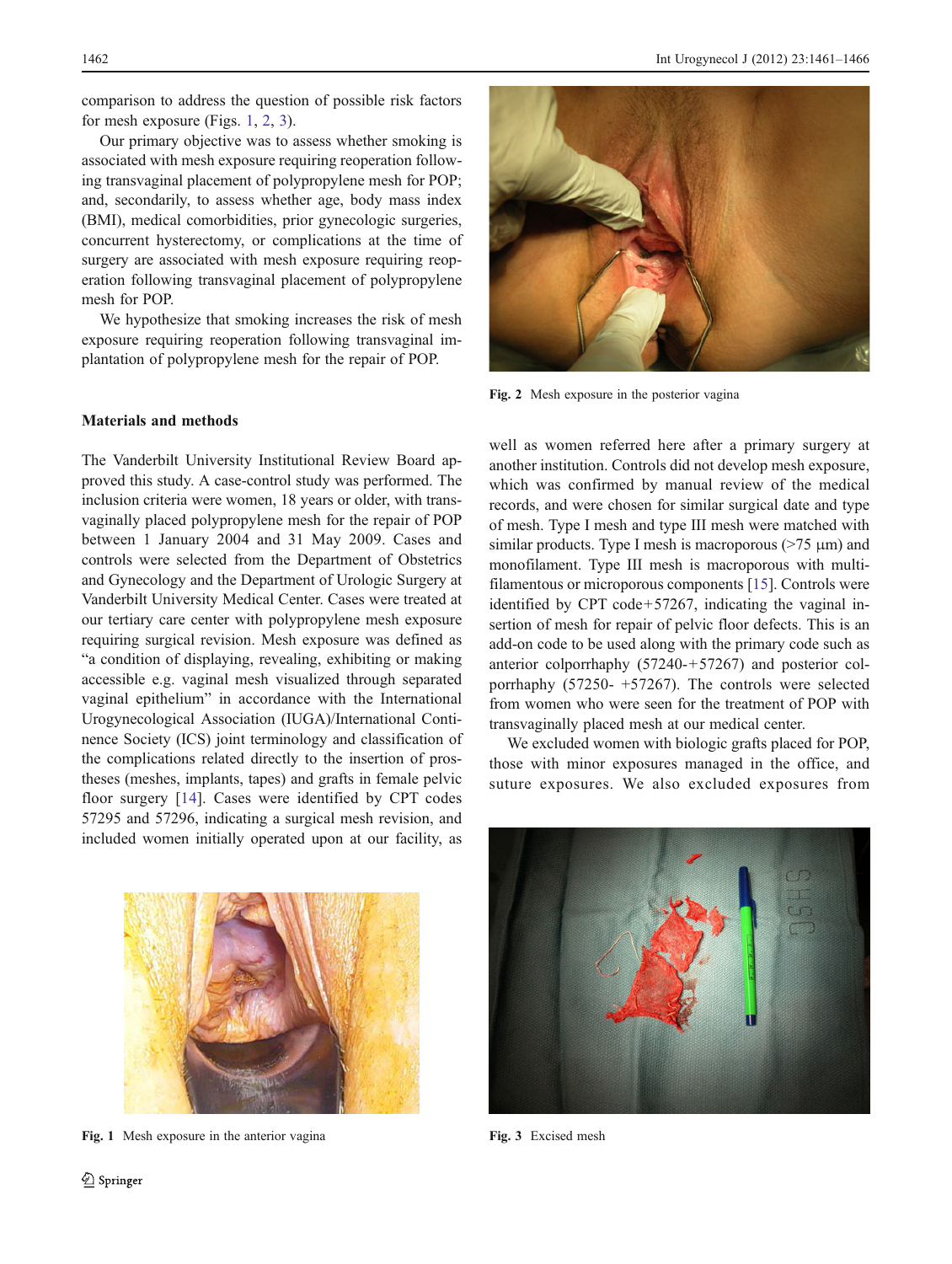comparison to address the question of possible risk factors for mesh exposure (Figs. 1, 2, 3).

Our primary objective was to assess whether smoking is associated with mesh exposure requiring reoperation following transvaginal placement of polypropylene mesh for POP; and, secondarily, to assess whether age, body mass index (BMI), medical comorbidities, prior gynecologic surgeries, concurrent hysterectomy, or complications at the time of surgery are associated with mesh exposure requiring reoperation following transvaginal placement of polypropylene mesh for POP.

We hypothesize that smoking increases the risk of mesh exposure requiring reoperation following transvaginal implantation of polypropylene mesh for the repair of POP.

## Materials and methods

The Vanderbilt University Institutional Review Board approved this study. A case-control study was performed. The inclusion criteria were women, 18 years or older, with transvaginally placed polypropylene mesh for the repair of POP between 1 January 2004 and 31 May 2009. Cases and controls were selected from the Department of Obstetrics and Gynecology and the Department of Urologic Surgery at Vanderbilt University Medical Center. Cases were treated at our tertiary care center with polypropylene mesh exposure requiring surgical revision. Mesh exposure was defined as "a condition of displaying, revealing, exhibiting or making accessible e.g. vaginal mesh visualized through separated vaginal epithelium" in accordance with the International Urogynecological Association (IUGA)/International Continence Society (ICS) joint terminology and classification of the complications related directly to the insertion of prostheses (meshes, implants, tapes) and grafts in female pelvic floor surgery [14]. Cases were identified by CPT codes 57295 and 57296, indicating a surgical mesh revision, and included women initially operated upon at our facility, as well as women referred here after a primary surgery at another institution. Controls did not develop mesh exposure, which was confirmed by manual review of the medical records, and were chosen for similar surgical date and type of mesh. Type I mesh and type III mesh were matched with similar products. Type I mesh is macroporous (>75 μm) and monofilament. Type III mesh is macroporous with multifilamentous or microporous components [15]. Controls were identified by CPT code+57267, indicating the vaginal insertion of mesh for repair of pelvic floor defects. This is an add-on code to be used along with the primary code such as anterior colporrhaphy (57240-+57267) and posterior colporrhaphy (57250- +57267). The controls were selected from women who were seen for the treatment of POP with transvaginally placed mesh at our medical center.

We excluded women with biologic grafts placed for POP, those with minor exposures managed in the office, and suture exposures. We also excluded exposures from

Fig. 1 Mesh exposure in the anterior vagina

Fig. 2 Mesh exposure in the posterior vagina

Fig. 3 Excised mesh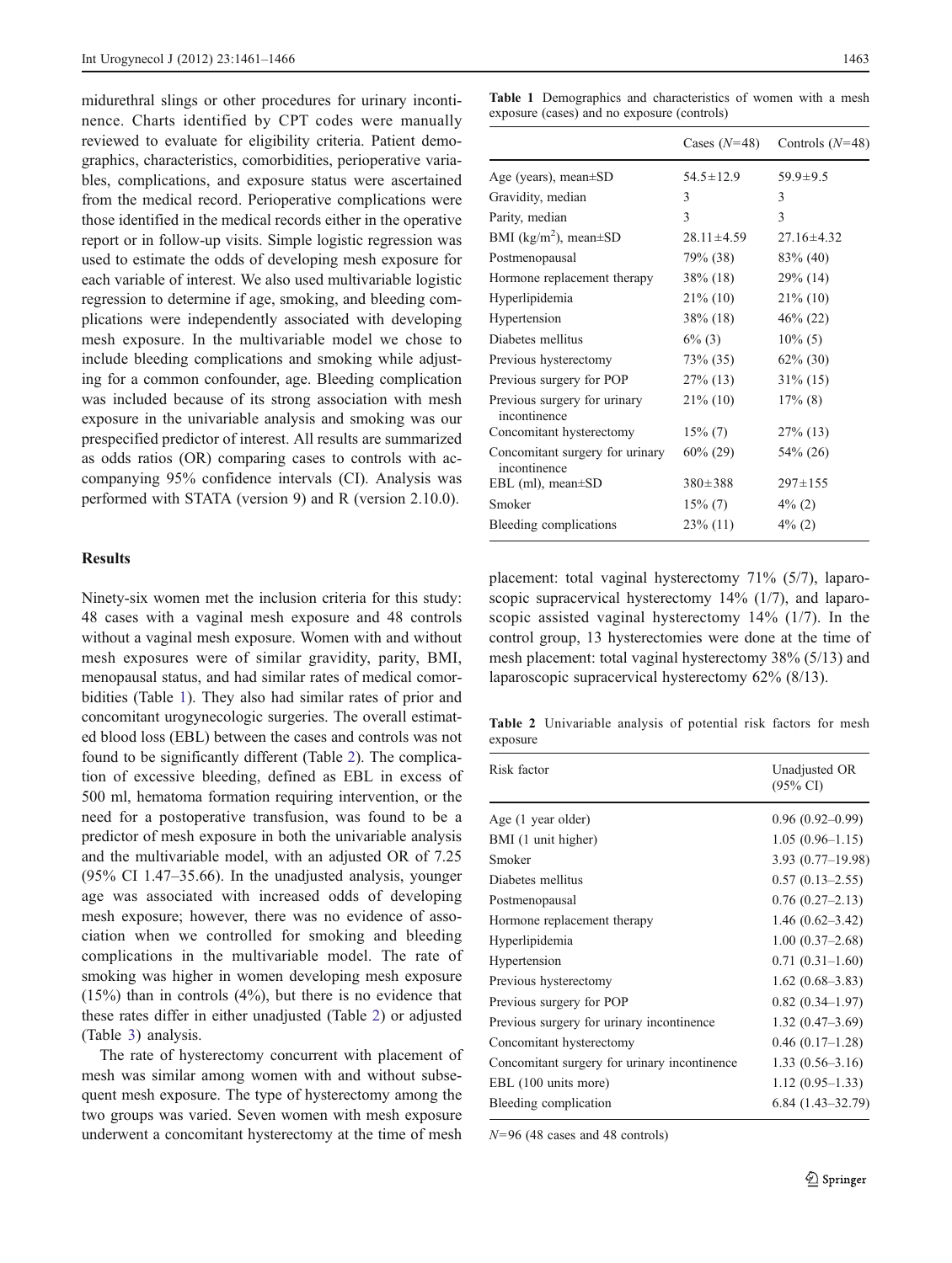midurethral slings or other procedures for urinary incontinence. Charts identified by CPT codes were manually reviewed to evaluate for eligibility criteria. Patient demographics, characteristics, comorbidities, perioperative variables, complications, and exposure status were ascertained from the medical record. Perioperative complications were those identified in the medical records either in the operative report or in follow-up visits. Simple logistic regression was used to estimate the odds of developing mesh exposure for each variable of interest. We also used multivariable logistic regression to determine if age, smoking, and bleeding complications were independently associated with developing mesh exposure. In the multivariable model we chose to include bleeding complications and smoking while adjusting for a common confounder, age. Bleeding complication was included because of its strong association with mesh exposure in the univariable analysis and smoking was our prespecified predictor of interest. All results are summarized as odds ratios (OR) comparing cases to controls with accompanying 95% confidence intervals (CI). Analysis was performed with STATA (version 9) and R (version 2.10.0).

## Results

Ninety-six women met the inclusion criteria for this study: 48 cases with a vaginal mesh exposure and 48 controls without a vaginal mesh exposure. Women with and without mesh exposures were of similar gravidity, parity, BMI, menopausal status, and had similar rates of medical comorbidities (Table 1). They also had similar rates of prior and concomitant urogynecologic surgeries. The overall estimated blood loss (EBL) between the cases and controls was not found to be significantly different (Table 2). The complication of excessive bleeding, defined as EBL in excess of 500 ml, hematoma formation requiring intervention, or the need for a postoperative transfusion, was found to be a predictor of mesh exposure in both the univariable analysis and the multivariable model, with an adjusted OR of 7.25 (95% CI 1.47–35.66). In the unadjusted analysis, younger age was associated with increased odds of developing mesh exposure; however, there was no evidence of association when we controlled for smoking and bleeding complications in the multivariable model. The rate of smoking was higher in women developing mesh exposure (15%) than in controls (4%), but there is no evidence that these rates differ in either unadjusted (Table 2) or adjusted (Table 3) analysis.

The rate of hysterectomy concurrent with placement of mesh was similar among women with and without subsequent mesh exposure. The type of hysterectomy among the two groups was varied. Seven women with mesh exposure underwent a concomitant hysterectomy at the time of mesh placement: total vaginal hysterectomy 71% (5/7), laparoscopic supracervical hysterectomy 14% (1/7), and laparoscopic assisted vaginal hysterectomy 14% (1/7). In the control group, 13 hysterectomies were done at the time of mesh placement: total vaginal hysterectomy 38% (5/13) and laparoscopic supracervical hysterectomy 62% (8/13).

**Table 1** Demographics and characteristics of women with a mesh exposure (cases) and no exposure (controls)

| | Cases ($N$=48) | Controls ($N$=48) |
|---|---|---|
| Age (years), mean±SD | 54.5±12.9 | 59.9±9.5 |
| Gravidity, median | 3 | 3 |
| Parity, median | 3 | 3 |
| BMI (kg/m$^2$), mean±SD | 28.11±4.59 | 27.16±4.32 |
| Postmenopausal | 79% (38) | 83% (40) |
| Hormone replacement therapy | 38% (18) | 29% (14) |
| Hyperlipidemia | 21% (10) | 21% (10) |
| Hypertension | 38% (18) | 46% (22) |
| Diabetes mellitus | 6% (3) | 10% (5) |
| Previous hysterectomy | 73% (35) | 62% (30) |
| Previous surgery for POP | 27% (13) | 31% (15) |
| Previous surgery for urinary incontinence | 21% (10) | 17% (8) |
| Concomitant hysterectomy | 15% (7) | 27% (13) |
| Concomitant surgery for urinary incontinence | 60% (29) | 54% (26) |
| EBL (ml), mean±SD | 380±388 | 297±155 |
| Smoker | 15% (7) | 4% (2) |
| Bleeding complications | 23% (11) | 4% (2) |

**Table 2** Univariable analysis of potential risk factors for mesh exposure

| Risk factor | Unadjusted OR (95% CI) |
|---|---|
| Age (1 year older) | 0.96 (0.92–0.99) |
| BMI (1 unit higher) | 1.05 (0.96–1.15) |
| Smoker | 3.93 (0.77–19.98) |
| Diabetes mellitus | 0.57 (0.13–2.55) |
| Postmenopausal | 0.76 (0.27–2.13) |
| Hormone replacement therapy | 1.46 (0.62–3.42) |
| Hyperlipidemia | 1.00 (0.37–2.68) |
| Hypertension | 0.71 (0.31–1.60) |
| Previous hysterectomy | 1.62 (0.68–3.83) |
| Previous surgery for POP | 0.82 (0.34–1.97) |
| Previous surgery for urinary incontinence | 1.32 (0.47–3.69) |
| Concomitant hysterectomy | 0.46 (0.17–1.28) |
| Concomitant surgery for urinary incontinence | 1.33 (0.56–3.16) |
| EBL (100 units more) | 1.12 (0.95–1.33) |
| Bleeding complication | 6.84 (1.43–32.79) |

$N$=96 (48 cases and 48 controls)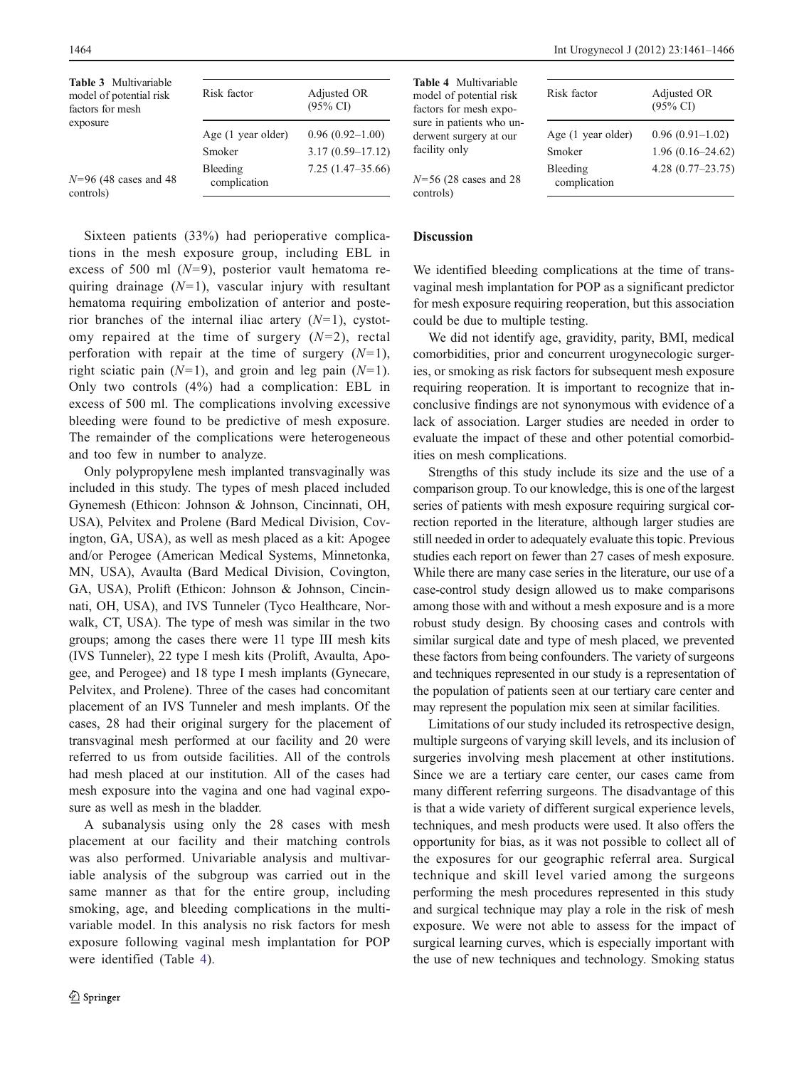**Table 3** Multivariable model of potential risk factors for mesh exposure

$N$=96 (48 cases and 48 controls)

| Risk factor | Adjusted OR (95% CI) |
| --- | --- |
| Age (1 year older) | 0.96 (0.92–1.00) |
| Smoker | 3.17 (0.59–17.12) |
| Bleeding complication | 7.25 (1.47–35.66) |

Sixteen patients (33%) had perioperative complications in the mesh exposure group, including EBL in excess of 500 ml ($N$=9), posterior vault hematoma requiring drainage ($N$=1), vascular injury with resultant hematoma requiring embolization of anterior and posterior branches of the internal iliac artery ($N$=1), cystotomy repaired at the time of surgery ($N$=2), rectal perforation with repair at the time of surgery ($N$=1), right sciatic pain ($N$=1), and groin and leg pain ($N$=1). Only two controls (4%) had a complication: EBL in excess of 500 ml. The complications involving excessive bleeding were found to be predictive of mesh exposure. The remainder of the complications were heterogeneous and too few in number to analyze.

Only polypropylene mesh implanted transvaginally was included in this study. The types of mesh placed included Gynemesh (Ethicon: Johnson & Johnson, Cincinnati, OH, USA), Pelvitex and Prolene (Bard Medical Division, Covington, GA, USA), as well as mesh placed as a kit: Apogee and/or Perogee (American Medical Systems, Minnetonka, MN, USA), Avaulta (Bard Medical Division, Covington, GA, USA), Prolift (Ethicon: Johnson & Johnson, Cincinnati, OH, USA), and IVS Tunneler (Tyco Healthcare, Norwalk, CT, USA). The type of mesh was similar in the two groups; among the cases there were 11 type III mesh kits (IVS Tunneler), 22 type I mesh kits (Prolift, Avaulta, Apogee, and Perogee) and 18 type I mesh implants (Gynecare, Pelvitex, and Prolene). Three of the cases had concomitant placement of an IVS Tunneler and mesh implants. Of the cases, 28 had their original surgery for the placement of transvaginal mesh performed at our facility and 20 were referred to us from outside facilities. All of the controls had mesh placed at our institution. All of the cases had mesh exposure into the vagina and one had vaginal exposure as well as mesh in the bladder.

A subanalysis using only the 28 cases with mesh placement at our facility and their matching controls was also performed. Univariable analysis and multivariable analysis of the subgroup was carried out in the same manner as that for the entire group, including smoking, age, and bleeding complications in the multivariable model. In this analysis no risk factors for mesh exposure following vaginal mesh implantation for POP were identified (Table 4).

**Table 4** Multivariable model of potential risk factors for mesh exposure in patients who underwent surgery at our facility only

$N$=56 (28 cases and 28 controls)

| Risk factor | Adjusted OR (95% CI) |
| --- | --- |
| Age (1 year older) | 0.96 (0.91–1.02) |
| Smoker | 1.96 (0.16–24.62) |
| Bleeding complication | 4.28 (0.77–23.75) |

## Discussion

We identified bleeding complications at the time of transvaginal mesh implantation for POP as a significant predictor for mesh exposure requiring reoperation, but this association could be due to multiple testing.

We did not identify age, gravidity, parity, BMI, medical comorbidities, prior and concurrent urogynecologic surgeries, or smoking as risk factors for subsequent mesh exposure requiring reoperation. It is important to recognize that inconclusive findings are not synonymous with evidence of a lack of association. Larger studies are needed in order to evaluate the impact of these and other potential comorbidities on mesh complications.

Strengths of this study include its size and the use of a comparison group. To our knowledge, this is one of the largest series of patients with mesh exposure requiring surgical correction reported in the literature, although larger studies are still needed in order to adequately evaluate this topic. Previous studies each report on fewer than 27 cases of mesh exposure. While there are many case series in the literature, our use of a case-control study design allowed us to make comparisons among those with and without a mesh exposure and is a more robust study design. By choosing cases and controls with similar surgical date and type of mesh placed, we prevented these factors from being confounders. The variety of surgeons and techniques represented in our study is a representation of the population of patients seen at our tertiary care center and may represent the population mix seen at similar facilities.

Limitations of our study included its retrospective design, multiple surgeons of varying skill levels, and its inclusion of surgeries involving mesh placement at other institutions. Since we are a tertiary care center, our cases came from many different referring surgeons. The disadvantage of this is that a wide variety of different surgical experience levels, techniques, and mesh products were used. It also offers the opportunity for bias, as it was not possible to collect all of the exposures for our geographic referral area. Surgical technique and skill level varied among the surgeons performing the mesh procedures represented in this study and surgical technique may play a role in the risk of mesh exposure. We were not able to assess for the impact of surgical learning curves, which is especially important with the use of new techniques and technology. Smoking status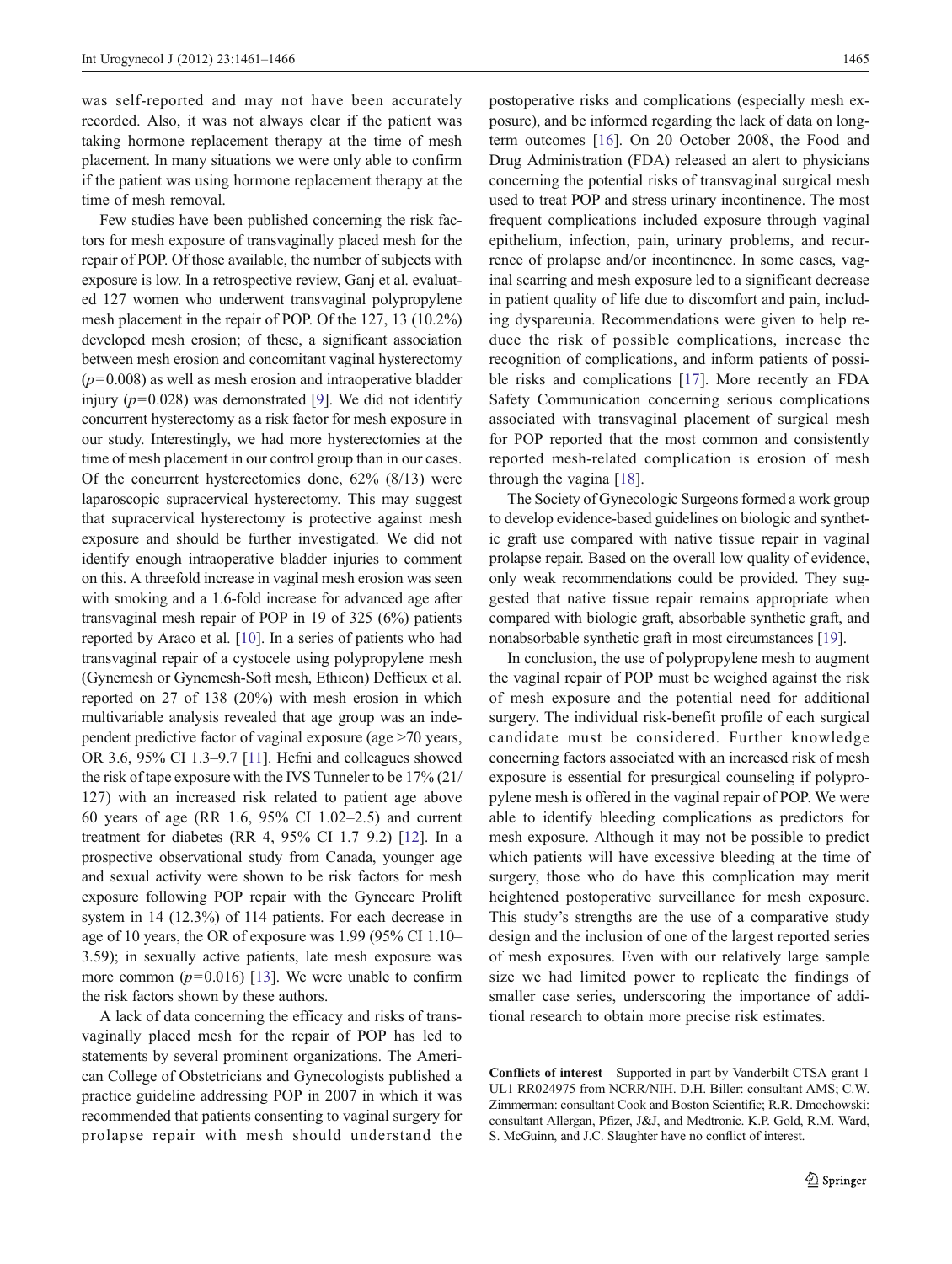was self-reported and may not have been accurately recorded. Also, it was not always clear if the patient was taking hormone replacement therapy at the time of mesh placement. In many situations we were only able to confirm if the patient was using hormone replacement therapy at the time of mesh removal.

Few studies have been published concerning the risk factors for mesh exposure of transvaginally placed mesh for the repair of POP. Of those available, the number of subjects with exposure is low. In a retrospective review, Ganj et al. evaluated 127 women who underwent transvaginal polypropylene mesh placement in the repair of POP. Of the 127, 13 (10.2%) developed mesh erosion; of these, a significant association between mesh erosion and concomitant vaginal hysterectomy ($p=0.008$) as well as mesh erosion and intraoperative bladder injury ($p=0.028$) was demonstrated [9]. We did not identify concurrent hysterectomy as a risk factor for mesh exposure in our study. Interestingly, we had more hysterectomies at the time of mesh placement in our control group than in our cases. Of the concurrent hysterectomies done, 62% (8/13) were laparoscopic supracervical hysterectomy. This may suggest that supracervical hysterectomy is protective against mesh exposure and should be further investigated. We did not identify enough intraoperative bladder injuries to comment on this. A threefold increase in vaginal mesh erosion was seen with smoking and a 1.6-fold increase for advanced age after transvaginal mesh repair of POP in 19 of 325 (6%) patients reported by Araco et al. [10]. In a series of patients who had transvaginal repair of a cystocele using polypropylene mesh (Gynemesh or Gynemesh-Soft mesh, Ethicon) Deffieux et al. reported on 27 of 138 (20%) with mesh erosion in which multivariable analysis revealed that age group was an independent predictive factor of vaginal exposure (age >70 years, OR 3.6, 95% CI 1.3–9.7 [11]. Hefni and colleagues showed the risk of tape exposure with the IVS Tunneler to be 17% (21/127) with an increased risk related to patient age above 60 years of age (RR 1.6, 95% CI 1.02–2.5) and current treatment for diabetes (RR 4, 95% CI 1.7–9.2) [12]. In a prospective observational study from Canada, younger age and sexual activity were shown to be risk factors for mesh exposure following POP repair with the Gynecare Prolift system in 14 (12.3%) of 114 patients. For each decrease in age of 10 years, the OR of exposure was 1.99 (95% CI 1.10–3.59); in sexually active patients, late mesh exposure was more common ($p=0.016$) [13]. We were unable to confirm the risk factors shown by these authors.

A lack of data concerning the efficacy and risks of transvaginally placed mesh for the repair of POP has led to statements by several prominent organizations. The American College of Obstetricians and Gynecologists published a practice guideline addressing POP in 2007 in which it was recommended that patients consenting to vaginal surgery for prolapse repair with mesh should understand the postoperative risks and complications (especially mesh exposure), and be informed regarding the lack of data on long-term outcomes [16]. On 20 October 2008, the Food and Drug Administration (FDA) released an alert to physicians concerning the potential risks of transvaginal surgical mesh used to treat POP and stress urinary incontinence. The most frequent complications included exposure through vaginal epithelium, infection, pain, urinary problems, and recurrence of prolapse and/or incontinence. In some cases, vaginal scarring and mesh exposure led to a significant decrease in patient quality of life due to discomfort and pain, including dyspareunia. Recommendations were given to help reduce the risk of possible complications, increase the recognition of complications, and inform patients of possible risks and complications [17]. More recently an FDA Safety Communication concerning serious complications associated with transvaginal placement of surgical mesh for POP reported that the most common and consistently reported mesh-related complication is erosion of mesh through the vagina [18].

The Society of Gynecologic Surgeons formed a work group to develop evidence-based guidelines on biologic and synthetic graft use compared with native tissue repair in vaginal prolapse repair. Based on the overall low quality of evidence, only weak recommendations could be provided. They suggested that native tissue repair remains appropriate when compared with biologic graft, absorbable synthetic graft, and nonabsorbable synthetic graft in most circumstances [19].

In conclusion, the use of polypropylene mesh to augment the vaginal repair of POP must be weighed against the risk of mesh exposure and the potential need for additional surgery. The individual risk-benefit profile of each surgical candidate must be considered. Further knowledge concerning factors associated with an increased risk of mesh exposure is essential for presurgical counseling if polypropylene mesh is offered in the vaginal repair of POP. We were able to identify bleeding complications as predictors for mesh exposure. Although it may not be possible to predict which patients will have excessive bleeding at the time of surgery, those who do have this complication may merit heightened postoperative surveillance for mesh exposure. This study's strengths are the use of a comparative study design and the inclusion of one of the largest reported series of mesh exposures. Even with our relatively large sample size we had limited power to replicate the findings of smaller case series, underscoring the importance of additional research to obtain more precise risk estimates.

**Conflicts of interest** Supported in part by Vanderbilt CTSA grant 1 UL1 RR024975 from NCRR/NIH. D.H. Biller: consultant AMS; C.W. Zimmerman: consultant Cook and Boston Scientific; R.R. Dmochowski: consultant Allergan, Pfizer, J&J, and Medtronic. K.P. Gold, R.M. Ward, S. McGuinn, and J.C. Slaughter have no conflict of interest.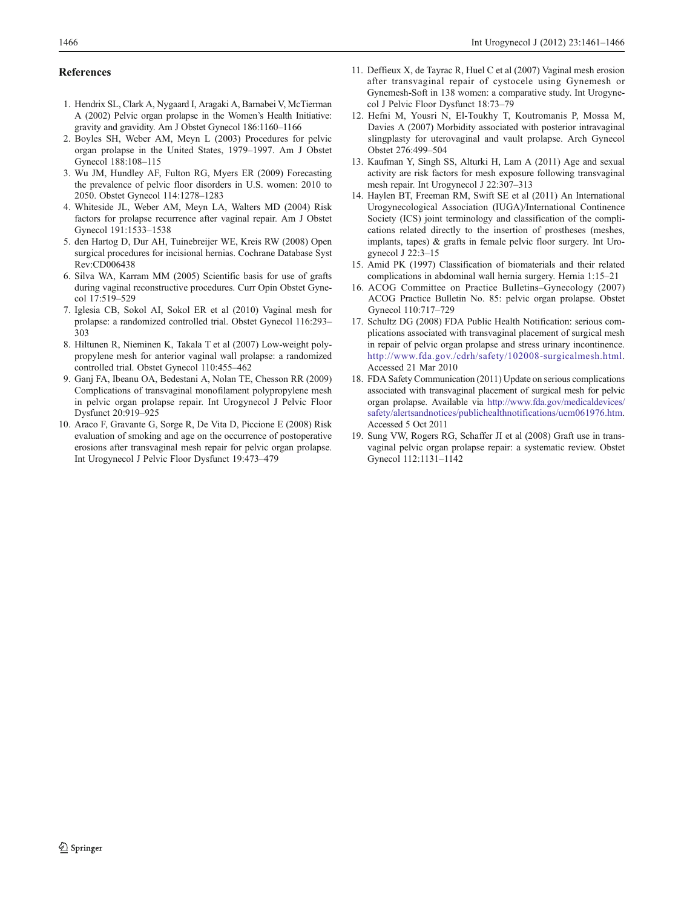## References

1. Hendrix SL, Clark A, Nygaard I, Aragaki A, Barnabei V, McTierman A (2002) Pelvic organ prolapse in the Women's Health Initiative: gravity and gravidity. Am J Obstet Gynecol 186:1160–1166
2. Boyles SH, Weber AM, Meyn L (2003) Procedures for pelvic organ prolapse in the United States, 1979–1997. Am J Obstet Gynecol 188:108–115
3. Wu JM, Hundley AF, Fulton RG, Myers ER (2009) Forecasting the prevalence of pelvic floor disorders in U.S. women: 2010 to 2050. Obstet Gynecol 114:1278–1283
4. Whiteside JL, Weber AM, Meyn LA, Walters MD (2004) Risk factors for prolapse recurrence after vaginal repair. Am J Obstet Gynecol 191:1533–1538
5. den Hartog D, Dur AH, Tuinebreijer WE, Kreis RW (2008) Open surgical procedures for incisional hernias. Cochrane Database Syst Rev:CD006438
6. Silva WA, Karram MM (2005) Scientific basis for use of grafts during vaginal reconstructive procedures. Curr Opin Obstet Gynecol 17:519–529
7. Iglesia CB, Sokol AI, Sokol ER et al (2010) Vaginal mesh for prolapse: a randomized controlled trial. Obstet Gynecol 116:293–303
8. Hiltunen R, Nieminen K, Takala T et al (2007) Low-weight polypropylene mesh for anterior vaginal wall prolapse: a randomized controlled trial. Obstet Gynecol 110:455–462
9. Ganj FA, Ibeanu OA, Bedestani A, Nolan TE, Chesson RR (2009) Complications of transvaginal monofilament polypropylene mesh in pelvic organ prolapse repair. Int Urogynecol J Pelvic Floor Dysfunct 20:919–925
10. Araco F, Gravante G, Sorge R, De Vita D, Piccione E (2008) Risk evaluation of smoking and age on the occurrence of postoperative erosions after transvaginal mesh repair for pelvic organ prolapse. Int Urogynecol J Pelvic Floor Dysfunct 19:473–479
11. Deffieux X, de Tayrac R, Huel C et al (2007) Vaginal mesh erosion after transvaginal repair of cystocele using Gynemesh or Gynemesh-Soft in 138 women: a comparative study. Int Urogynecol J Pelvic Floor Dysfunct 18:73–79
12. Hefni M, Yousri N, El-Toukhy T, Koutromanis P, Mossa M, Davies A (2007) Morbidity associated with posterior intravaginal slingplasty for uterovaginal and vault prolapse. Arch Gynecol Obstet 276:499–504
13. Kaufman Y, Singh SS, Alturki H, Lam A (2011) Age and sexual activity are risk factors for mesh exposure following transvaginal mesh repair. Int Urogynecol J 22:307–313
14. Haylen BT, Freeman RM, Swift SE et al (2011) An International Urogynecological Association (IUGA)/International Continence Society (ICS) joint terminology and classification of the complications related directly to the insertion of prostheses (meshes, implants, tapes) & grafts in female pelvic floor surgery. Int Urogynecol J 22:3–15
15. Amid PK (1997) Classification of biomaterials and their related complications in abdominal wall hernia surgery. Hernia 1:15–21
16. ACOG Committee on Practice Bulletins–Gynecology (2007) ACOG Practice Bulletin No. 85: pelvic organ prolapse. Obstet Gynecol 110:717–729
17. Schultz DG (2008) FDA Public Health Notification: serious complications associated with transvaginal placement of surgical mesh in repair of pelvic organ prolapse and stress urinary incontinence. http://www.fda.gov./cdrh/safety/102008-surgicalmesh.html. Accessed 21 Mar 2010
18. FDA Safety Communication (2011) Update on serious complications associated with transvaginal placement of surgical mesh for pelvic organ prolapse. Available via http://www.fda.gov/medicaldevices/safety/alertsandnotices/publichealthnotifications/ucm061976.htm. Accessed 5 Oct 2011
19. Sung VW, Rogers RG, Schaffer JI et al (2008) Graft use in transvaginal pelvic organ prolapse repair: a systematic review. Obstet Gynecol 112:1131–1142